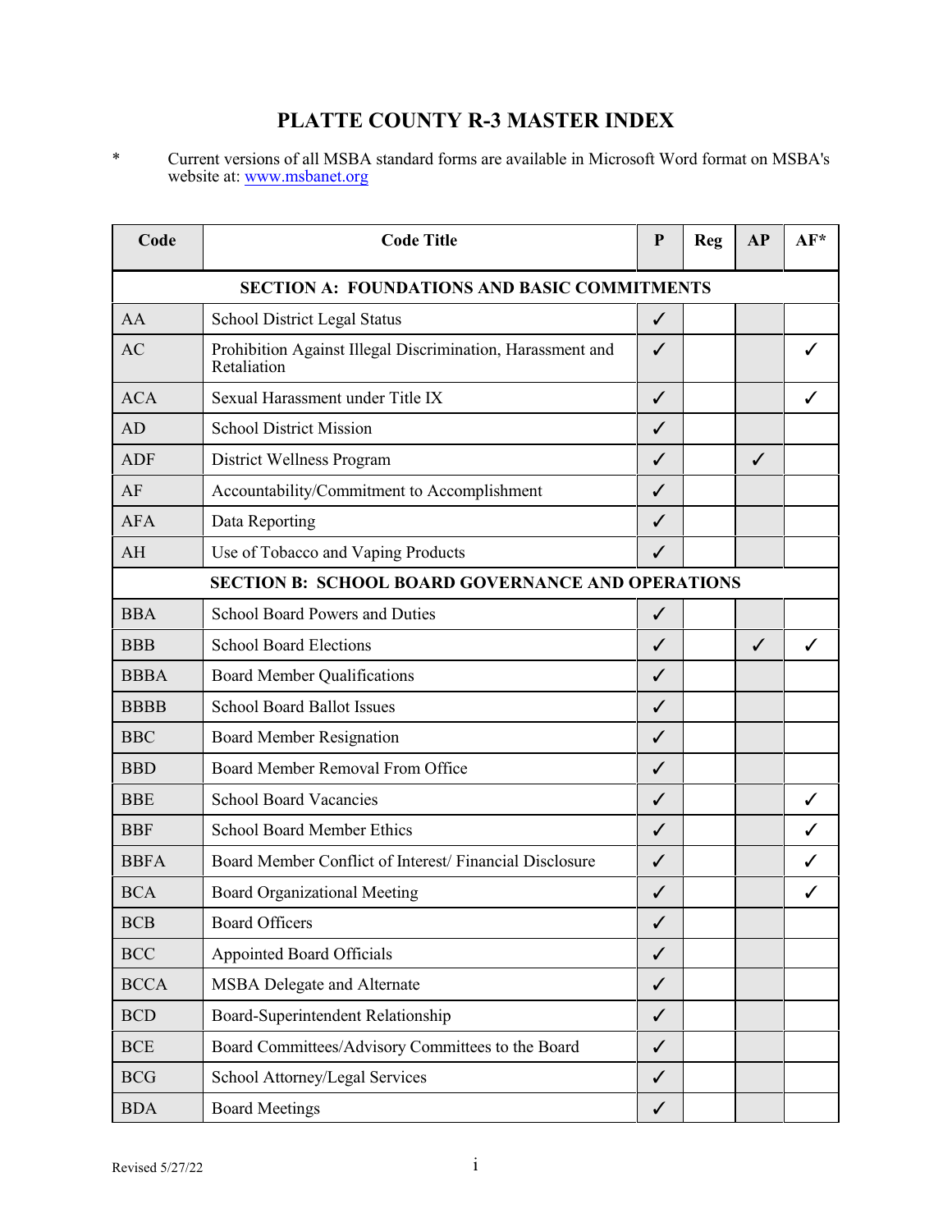# PLATTE COUNTY R-3 MASTER INDEX

\* Current versions of all MSBA standard forms are available in Microsoft Word format on MSBA's website at: www.msbanet.org

| Code | Code Title | P | Reg | AP | AF* |
|---|---|---|---|---|---|
| **SECTION A: FOUNDATIONS AND BASIC COMMITMENTS** | | | | | |
| AA | School District Legal Status | ✓ | | | |
| AC | Prohibition Against Illegal Discrimination, Harassment and Retaliation | ✓ | | | ✓ |
| ACA | Sexual Harassment under Title IX | ✓ | | | ✓ |
| AD | School District Mission | ✓ | | | |
| ADF | District Wellness Program | ✓ | | ✓ | |
| AF | Accountability/Commitment to Accomplishment | ✓ | | | |
| AFA | Data Reporting | ✓ | | | |
| AH | Use of Tobacco and Vaping Products | ✓ | | | |
| **SECTION B: SCHOOL BOARD GOVERNANCE AND OPERATIONS** | | | | | |
| BBA | School Board Powers and Duties | ✓ | | | |
| BBB | School Board Elections | ✓ | | ✓ | ✓ |
| BBBA | Board Member Qualifications | ✓ | | | |
| BBBB | School Board Ballot Issues | ✓ | | | |
| BBC | Board Member Resignation | ✓ | | | |
| BBD | Board Member Removal From Office | ✓ | | | |
| BBE | School Board Vacancies | ✓ | | | ✓ |
| BBF | School Board Member Ethics | ✓ | | | ✓ |
| BBFA | Board Member Conflict of Interest/ Financial Disclosure | ✓ | | | ✓ |
| BCA | Board Organizational Meeting | ✓ | | | ✓ |
| BCB | Board Officers | ✓ | | | |
| BCC | Appointed Board Officials | ✓ | | | |
| BCCA | MSBA Delegate and Alternate | ✓ | | | |
| BCD | Board-Superintendent Relationship | ✓ | | | |
| BCE | Board Committees/Advisory Committees to the Board | ✓ | | | |
| BCG | School Attorney/Legal Services | ✓ | | | |
| BDA | Board Meetings | ✓ | | | |

Revised 5/27/22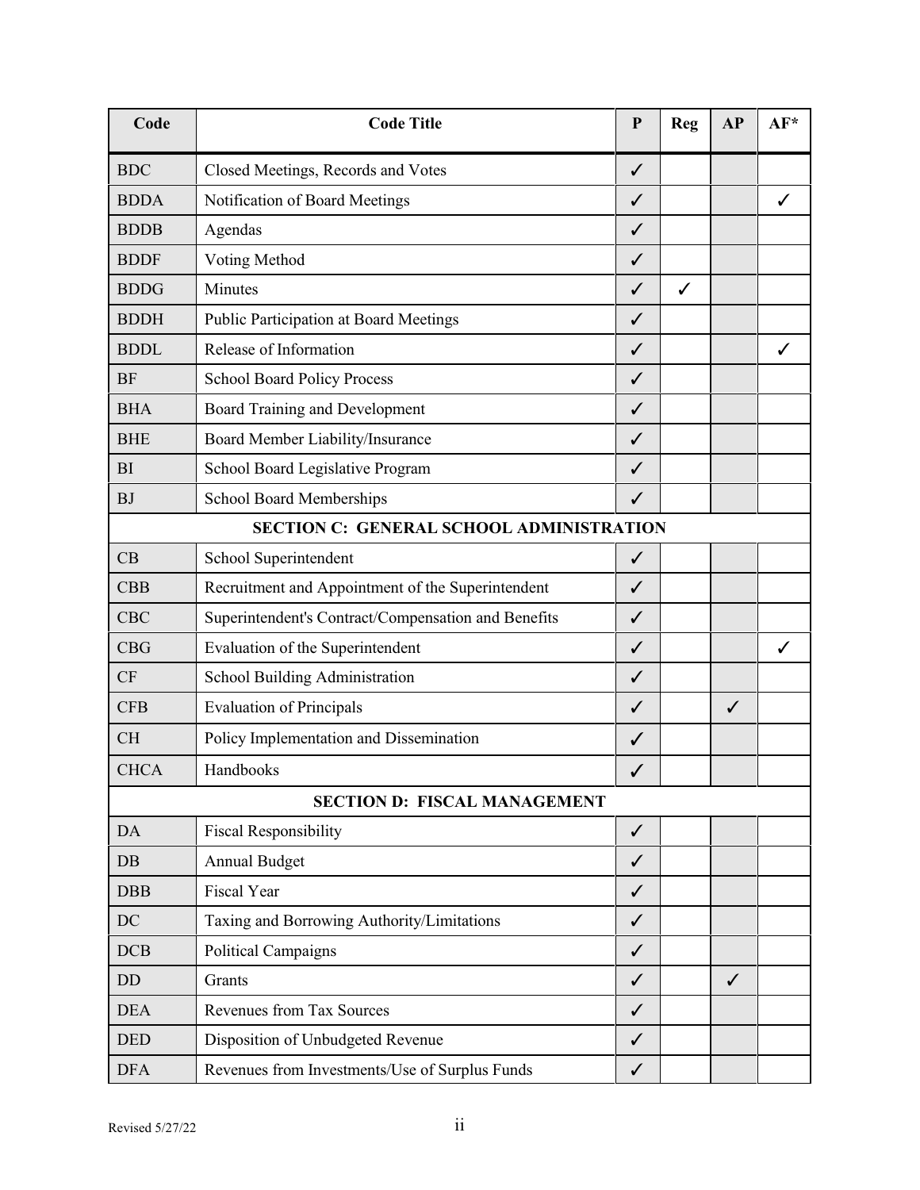| Code | Code Title | P | Reg | AP | AF* |
|---|---|---|---|---|---|
| BDC | Closed Meetings, Records and Votes | ✓ | | | |
| BDDA | Notification of Board Meetings | ✓ | | | ✓ |
| BDDB | Agendas | ✓ | | | |
| BDDF | Voting Method | ✓ | | | |
| BDDG | Minutes | ✓ | ✓ | | |
| BDDH | Public Participation at Board Meetings | ✓ | | | |
| BDDL | Release of Information | ✓ | | | ✓ |
| BF | School Board Policy Process | ✓ | | | |
| BHA | Board Training and Development | ✓ | | | |
| BHE | Board Member Liability/Insurance | ✓ | | | |
| BI | School Board Legislative Program | ✓ | | | |
| BJ | School Board Memberships | ✓ | | | |
| **SECTION C: GENERAL SCHOOL ADMINISTRATION** | | | | | |
| CB | School Superintendent | ✓ | | | |
| CBB | Recruitment and Appointment of the Superintendent | ✓ | | | |
| CBC | Superintendent's Contract/Compensation and Benefits | ✓ | | | |
| CBG | Evaluation of the Superintendent | ✓ | | | ✓ |
| CF | School Building Administration | ✓ | | | |
| CFB | Evaluation of Principals | ✓ | | ✓ | |
| CH | Policy Implementation and Dissemination | ✓ | | | |
| CHCA | Handbooks | ✓ | | | |
| **SECTION D: FISCAL MANAGEMENT** | | | | | |
| DA | Fiscal Responsibility | ✓ | | | |
| DB | Annual Budget | ✓ | | | |
| DBB | Fiscal Year | ✓ | | | |
| DC | Taxing and Borrowing Authority/Limitations | ✓ | | | |
| DCB | Political Campaigns | ✓ | | | |
| DD | Grants | ✓ | | ✓ | |
| DEA | Revenues from Tax Sources | ✓ | | | |
| DED | Disposition of Unbudgeted Revenue | ✓ | | | |
| DFA | Revenues from Investments/Use of Surplus Funds | ✓ | | | |

Revised 5/27/22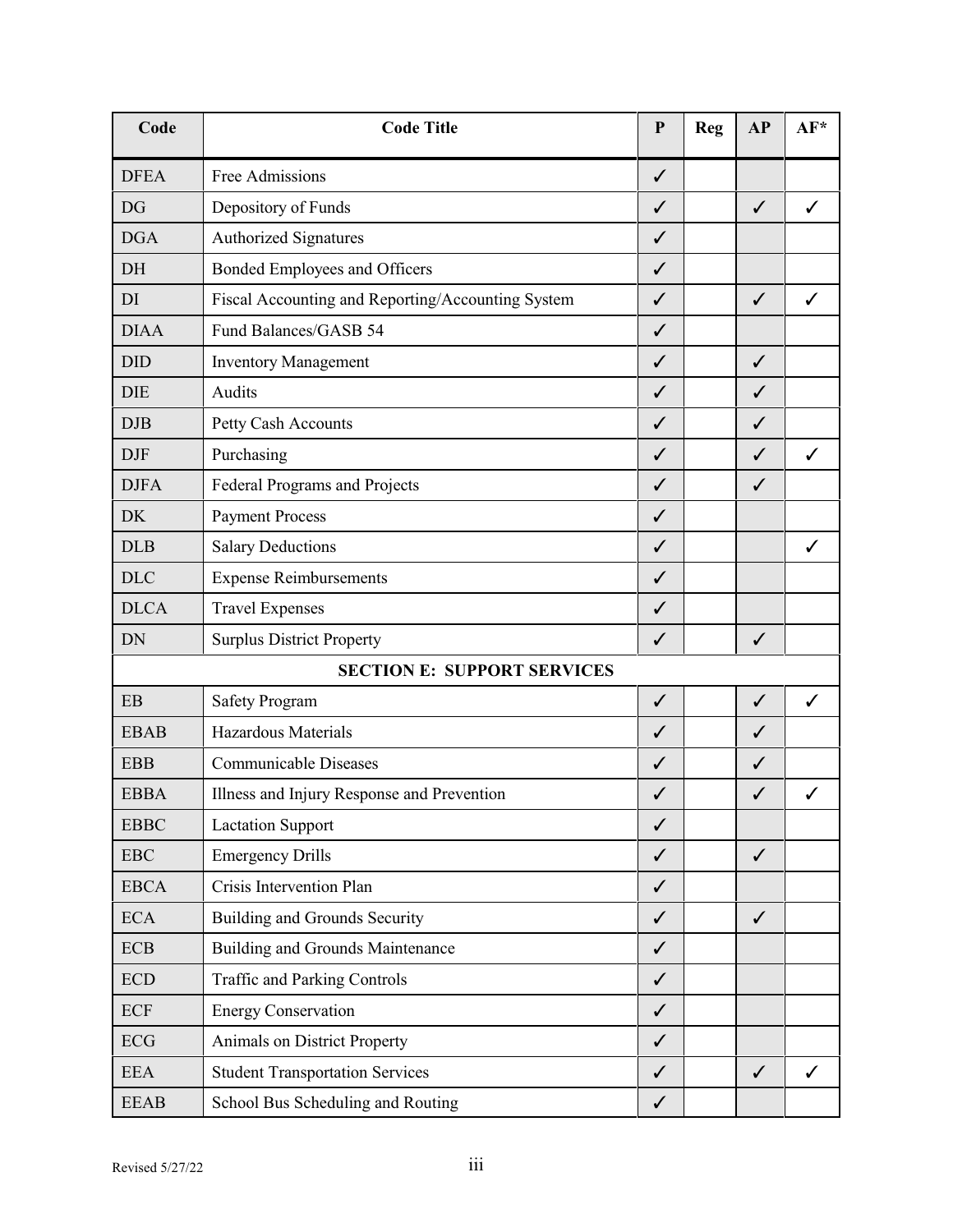| Code | Code Title | P | Reg | AP | AF* |
|---|---|---|---|---|---|
| DFEA | Free Admissions | ✓ | | | |
| DG | Depository of Funds | ✓ | | ✓ | ✓ |
| DGA | Authorized Signatures | ✓ | | | |
| DH | Bonded Employees and Officers | ✓ | | | |
| DI | Fiscal Accounting and Reporting/Accounting System | ✓ | | ✓ | ✓ |
| DIAA | Fund Balances/GASB 54 | ✓ | | | |
| DID | Inventory Management | ✓ | | ✓ | |
| DIE | Audits | ✓ | | ✓ | |
| DJB | Petty Cash Accounts | ✓ | | ✓ | |
| DJF | Purchasing | ✓ | | ✓ | ✓ |
| DJFA | Federal Programs and Projects | ✓ | | ✓ | |
| DK | Payment Process | ✓ | | | |
| DLB | Salary Deductions | ✓ | | | ✓ |
| DLC | Expense Reimbursements | ✓ | | | |
| DLCA | Travel Expenses | ✓ | | | |
| DN | Surplus District Property | ✓ | | ✓ | |
| **SECTION E: SUPPORT SERVICES** | | | | | |
| EB | Safety Program | ✓ | | ✓ | ✓ |
| EBAB | Hazardous Materials | ✓ | | ✓ | |
| EBB | Communicable Diseases | ✓ | | ✓ | |
| EBBA | Illness and Injury Response and Prevention | ✓ | | ✓ | ✓ |
| EBBC | Lactation Support | ✓ | | | |
| EBC | Emergency Drills | ✓ | | ✓ | |
| EBCA | Crisis Intervention Plan | ✓ | | | |
| ECA | Building and Grounds Security | ✓ | | ✓ | |
| ECB | Building and Grounds Maintenance | ✓ | | | |
| ECD | Traffic and Parking Controls | ✓ | | | |
| ECF | Energy Conservation | ✓ | | | |
| ECG | Animals on District Property | ✓ | | | |
| EEA | Student Transportation Services | ✓ | | ✓ | ✓ |
| EEAB | School Bus Scheduling and Routing | ✓ | | | |

Revised 5/27/22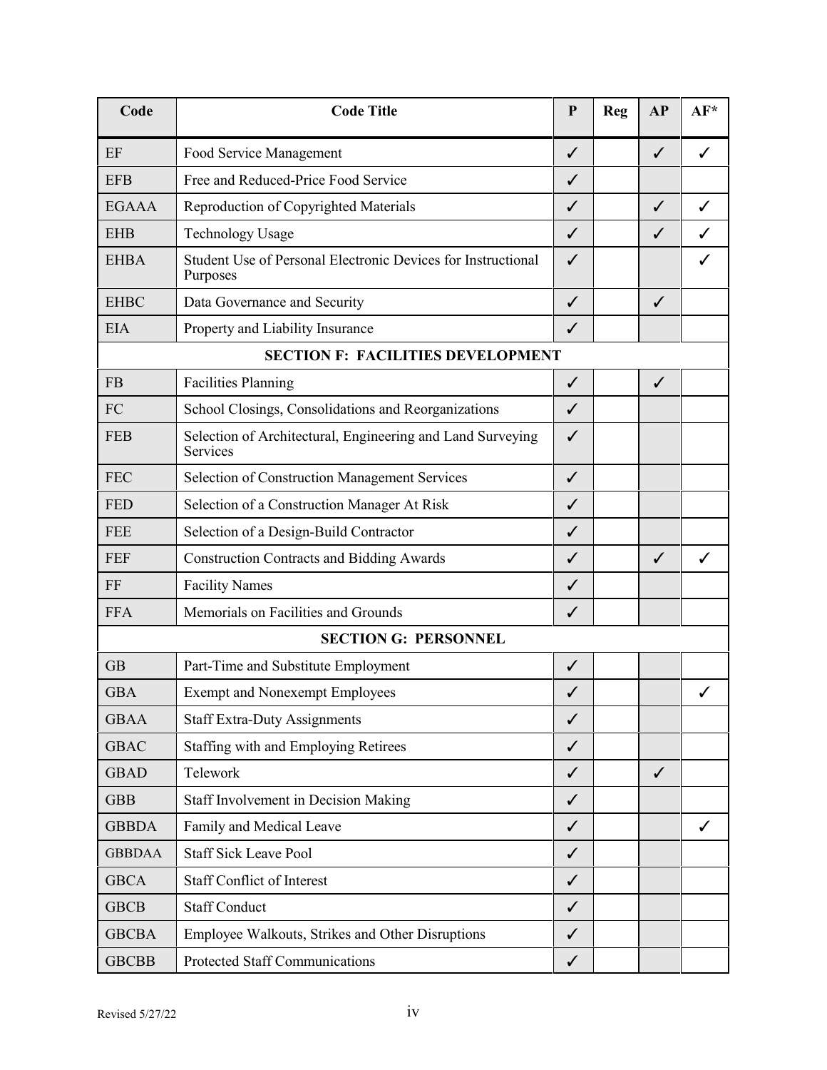| Code | Code Title | P | Reg | AP | AF* |
|---|---|---|---|---|---|
| EF | Food Service Management | ✓ | | ✓ | ✓ |
| EFB | Free and Reduced-Price Food Service | ✓ | | | |
| EGAAA | Reproduction of Copyrighted Materials | ✓ | | ✓ | ✓ |
| EHB | Technology Usage | ✓ | | ✓ | ✓ |
| EHBA | Student Use of Personal Electronic Devices for Instructional Purposes | ✓ | | | ✓ |
| EHBC | Data Governance and Security | ✓ | | ✓ | |
| EIA | Property and Liability Insurance | ✓ | | | |
| **SECTION F: FACILITIES DEVELOPMENT** | | | | | |
| FB | Facilities Planning | ✓ | | ✓ | |
| FC | School Closings, Consolidations and Reorganizations | ✓ | | | |
| FEB | Selection of Architectural, Engineering and Land Surveying Services | ✓ | | | |
| FEC | Selection of Construction Management Services | ✓ | | | |
| FED | Selection of a Construction Manager At Risk | ✓ | | | |
| FEE | Selection of a Design-Build Contractor | ✓ | | | |
| FEF | Construction Contracts and Bidding Awards | ✓ | | ✓ | ✓ |
| FF | Facility Names | ✓ | | | |
| FFA | Memorials on Facilities and Grounds | ✓ | | | |
| **SECTION G: PERSONNEL** | | | | | |
| GB | Part-Time and Substitute Employment | ✓ | | | |
| GBA | Exempt and Nonexempt Employees | ✓ | | | ✓ |
| GBAA | Staff Extra-Duty Assignments | ✓ | | | |
| GBAC | Staffing with and Employing Retirees | ✓ | | | |
| GBAD | Telework | ✓ | | ✓ | |
| GBB | Staff Involvement in Decision Making | ✓ | | | |
| GBBDA | Family and Medical Leave | ✓ | | | ✓ |
| GBBDAA | Staff Sick Leave Pool | ✓ | | | |
| GBCA | Staff Conflict of Interest | ✓ | | | |
| GBCB | Staff Conduct | ✓ | | | |
| GBCBA | Employee Walkouts, Strikes and Other Disruptions | ✓ | | | |
| GBCBB | Protected Staff Communications | ✓ | | | |

Revised 5/27/22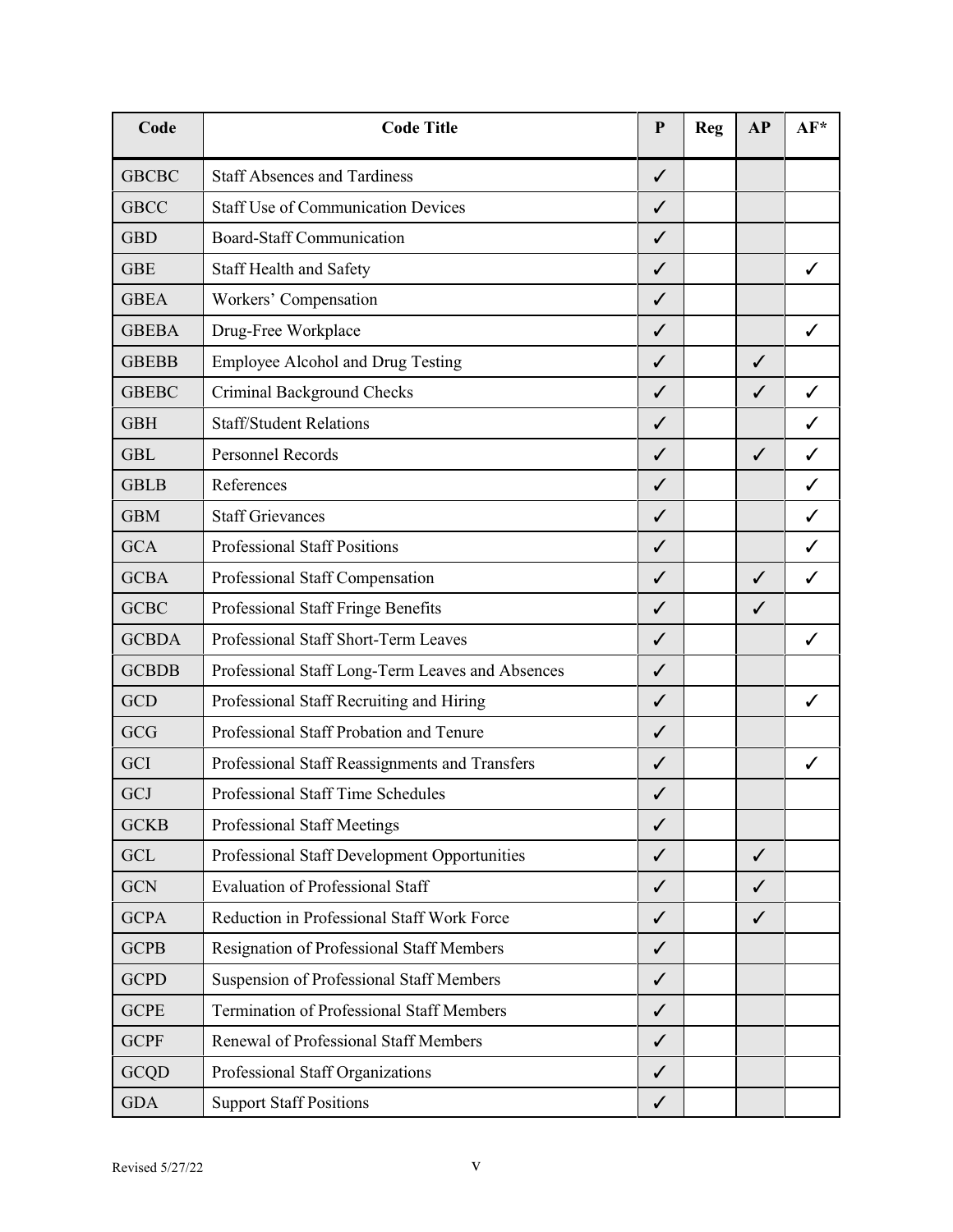| Code | Code Title | P | Reg | AP | AF* |
|---|---|---|---|---|---|
| GBCBC | Staff Absences and Tardiness | ✓ | | | |
| GBCC | Staff Use of Communication Devices | ✓ | | | |
| GBD | Board-Staff Communication | ✓ | | | |
| GBE | Staff Health and Safety | ✓ | | | ✓ |
| GBEA | Workers' Compensation | ✓ | | | |
| GBEBA | Drug-Free Workplace | ✓ | | | ✓ |
| GBEBB | Employee Alcohol and Drug Testing | ✓ | | ✓ | |
| GBEBC | Criminal Background Checks | ✓ | | ✓ | ✓ |
| GBH | Staff/Student Relations | ✓ | | | ✓ |
| GBL | Personnel Records | ✓ | | ✓ | ✓ |
| GBLB | References | ✓ | | | ✓ |
| GBM | Staff Grievances | ✓ | | | ✓ |
| GCA | Professional Staff Positions | ✓ | | | ✓ |
| GCBA | Professional Staff Compensation | ✓ | | ✓ | ✓ |
| GCBC | Professional Staff Fringe Benefits | ✓ | | ✓ | |
| GCBDA | Professional Staff Short-Term Leaves | ✓ | | | ✓ |
| GCBDB | Professional Staff Long-Term Leaves and Absences | ✓ | | | |
| GCD | Professional Staff Recruiting and Hiring | ✓ | | | ✓ |
| GCG | Professional Staff Probation and Tenure | ✓ | | | |
| GCI | Professional Staff Reassignments and Transfers | ✓ | | | ✓ |
| GCJ | Professional Staff Time Schedules | ✓ | | | |
| GCKB | Professional Staff Meetings | ✓ | | | |
| GCL | Professional Staff Development Opportunities | ✓ | | ✓ | |
| GCN | Evaluation of Professional Staff | ✓ | | ✓ | |
| GCPA | Reduction in Professional Staff Work Force | ✓ | | ✓ | |
| GCPB | Resignation of Professional Staff Members | ✓ | | | |
| GCPD | Suspension of Professional Staff Members | ✓ | | | |
| GCPE | Termination of Professional Staff Members | ✓ | | | |
| GCPF | Renewal of Professional Staff Members | ✓ | | | |
| GCQD | Professional Staff Organizations | ✓ | | | |
| GDA | Support Staff Positions | ✓ | | | |

Revised 5/27/22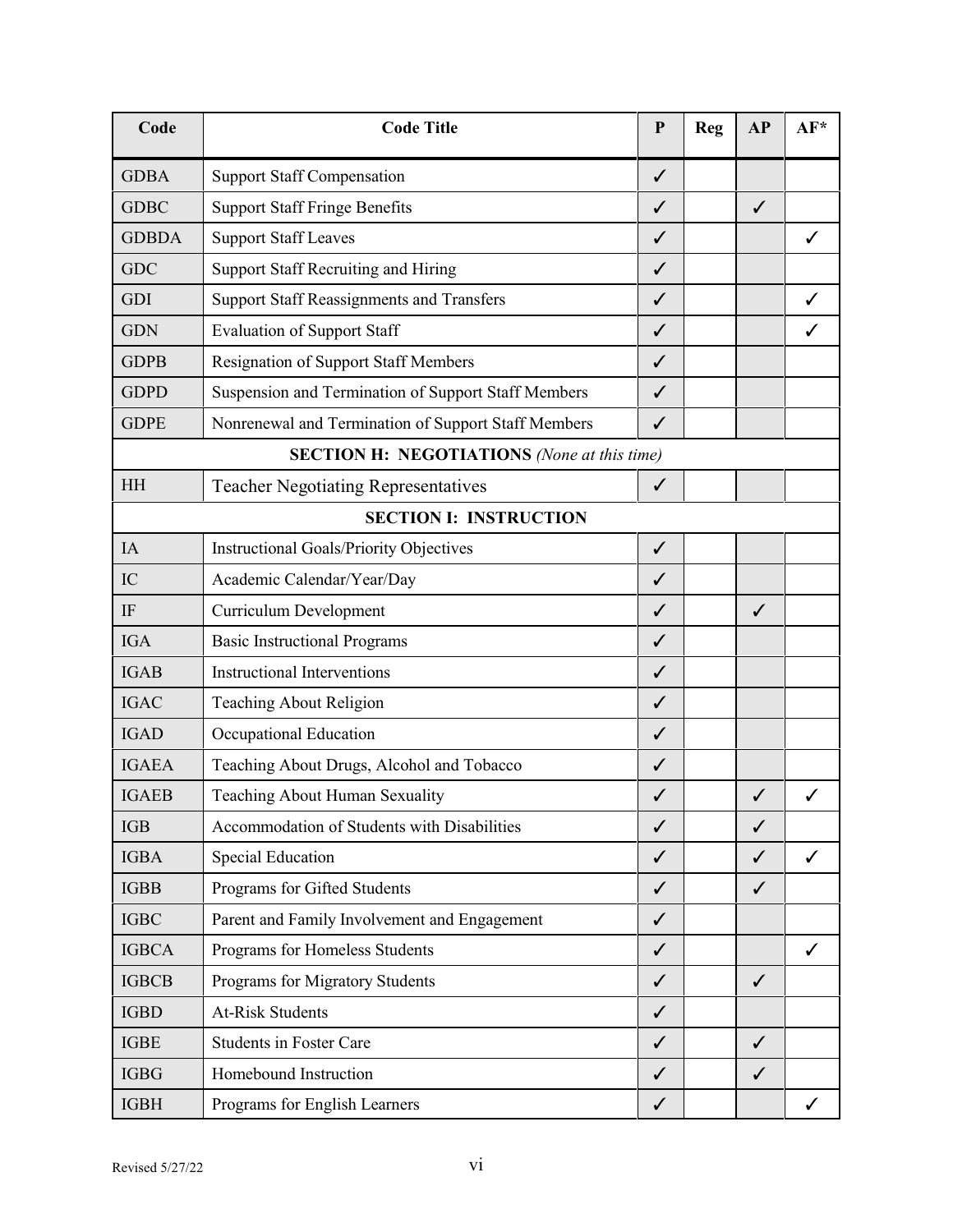| Code | Code Title | P | Reg | AP | AF* |
|---|---|---|---|---|---|
| GDBA | Support Staff Compensation | ✓ | | | |
| GDBC | Support Staff Fringe Benefits | ✓ | | ✓ | |
| GDBDA | Support Staff Leaves | ✓ | | | ✓ |
| GDC | Support Staff Recruiting and Hiring | ✓ | | | |
| GDI | Support Staff Reassignments and Transfers | ✓ | | | ✓ |
| GDN | Evaluation of Support Staff | ✓ | | | ✓ |
| GDPB | Resignation of Support Staff Members | ✓ | | | |
| GDPD | Suspension and Termination of Support Staff Members | ✓ | | | |
| GDPE | Nonrenewal and Termination of Support Staff Members | ✓ | | | |
| **SECTION H: NEGOTIATIONS** *(None at this time)* | | | | | |
| HH | Teacher Negotiating Representatives | ✓ | | | |
| **SECTION I: INSTRUCTION** | | | | | |
| IA | Instructional Goals/Priority Objectives | ✓ | | | |
| IC | Academic Calendar/Year/Day | ✓ | | | |
| IF | Curriculum Development | ✓ | | ✓ | |
| IGA | Basic Instructional Programs | ✓ | | | |
| IGAB | Instructional Interventions | ✓ | | | |
| IGAC | Teaching About Religion | ✓ | | | |
| IGAD | Occupational Education | ✓ | | | |
| IGAEA | Teaching About Drugs, Alcohol and Tobacco | ✓ | | | |
| IGAEB | Teaching About Human Sexuality | ✓ | | ✓ | ✓ |
| IGB | Accommodation of Students with Disabilities | ✓ | | ✓ | |
| IGBA | Special Education | ✓ | | ✓ | ✓ |
| IGBB | Programs for Gifted Students | ✓ | | ✓ | |
| IGBC | Parent and Family Involvement and Engagement | ✓ | | | |
| IGBCA | Programs for Homeless Students | ✓ | | | ✓ |
| IGBCB | Programs for Migratory Students | ✓ | | ✓ | |
| IGBD | At-Risk Students | ✓ | | | |
| IGBE | Students in Foster Care | ✓ | | ✓ | |
| IGBG | Homebound Instruction | ✓ | | ✓ | |
| IGBH | Programs for English Learners | ✓ | | | ✓ |

Revised 5/27/22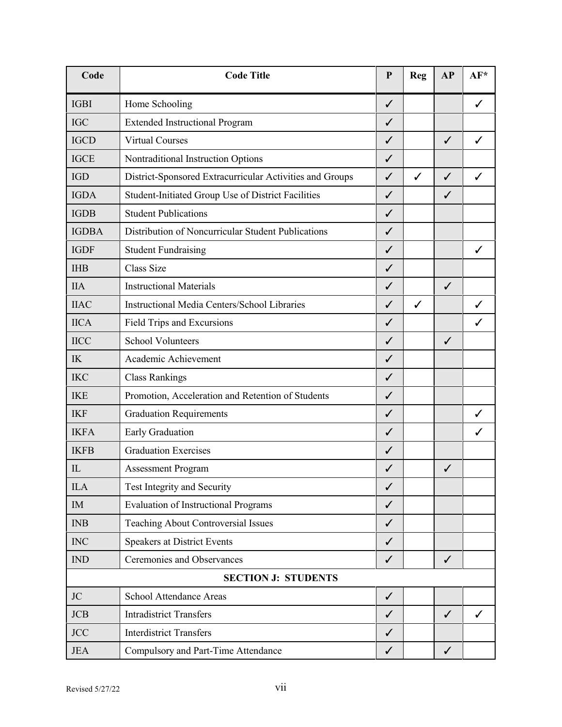| Code | Code Title | P | Reg | AP | AF* |
|---|---|---|---|---|---|
| IGBI | Home Schooling | ✓ | | | ✓ |
| IGC | Extended Instructional Program | ✓ | | | |
| IGCD | Virtual Courses | ✓ | | ✓ | ✓ |
| IGCE | Nontraditional Instruction Options | ✓ | | | |
| IGD | District-Sponsored Extracurricular Activities and Groups | ✓ | ✓ | ✓ | ✓ |
| IGDA | Student-Initiated Group Use of District Facilities | ✓ | | ✓ | |
| IGDB | Student Publications | ✓ | | | |
| IGDBA | Distribution of Noncurricular Student Publications | ✓ | | | |
| IGDF | Student Fundraising | ✓ | | | ✓ |
| IHB | Class Size | ✓ | | | |
| IIA | Instructional Materials | ✓ | | ✓ | |
| IIAC | Instructional Media Centers/School Libraries | ✓ | ✓ | | ✓ |
| IICA | Field Trips and Excursions | ✓ | | | ✓ |
| IICC | School Volunteers | ✓ | | ✓ | |
| IK | Academic Achievement | ✓ | | | |
| IKC | Class Rankings | ✓ | | | |
| IKE | Promotion, Acceleration and Retention of Students | ✓ | | | |
| IKF | Graduation Requirements | ✓ | | | ✓ |
| IKFA | Early Graduation | ✓ | | | ✓ |
| IKFB | Graduation Exercises | ✓ | | | |
| IL | Assessment Program | ✓ | | ✓ | |
| ILA | Test Integrity and Security | ✓ | | | |
| IM | Evaluation of Instructional Programs | ✓ | | | |
| INB | Teaching About Controversial Issues | ✓ | | | |
| INC | Speakers at District Events | ✓ | | | |
| IND | Ceremonies and Observances | ✓ | | ✓ | |
| **SECTION J: STUDENTS** | | | | | |
| JC | School Attendance Areas | ✓ | | | |
| JCB | Intradistrict Transfers | ✓ | | ✓ | ✓ |
| JCC | Interdistrict Transfers | ✓ | | | |
| JEA | Compulsory and Part-Time Attendance | ✓ | | ✓ | |

Revised 5/27/22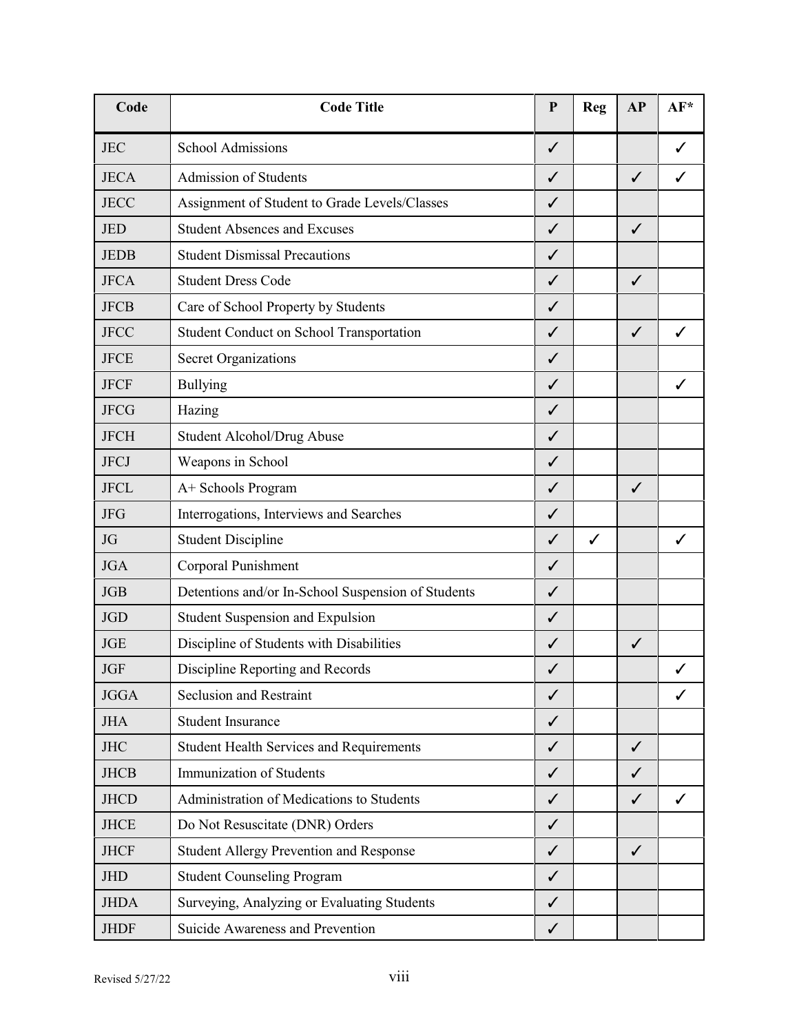| Code | Code Title | P | Reg | AP | AF* |
|---|---|---|---|---|---|
| JEC | School Admissions | ✓ | | | ✓ |
| JECA | Admission of Students | ✓ | | ✓ | ✓ |
| JECC | Assignment of Student to Grade Levels/Classes | ✓ | | | |
| JED | Student Absences and Excuses | ✓ | | ✓ | |
| JEDB | Student Dismissal Precautions | ✓ | | | |
| JFCA | Student Dress Code | ✓ | | ✓ | |
| JFCB | Care of School Property by Students | ✓ | | | |
| JFCC | Student Conduct on School Transportation | ✓ | | ✓ | ✓ |
| JFCE | Secret Organizations | ✓ | | | |
| JFCF | Bullying | ✓ | | | ✓ |
| JFCG | Hazing | ✓ | | | |
| JFCH | Student Alcohol/Drug Abuse | ✓ | | | |
| JFCJ | Weapons in School | ✓ | | | |
| JFCL | A+ Schools Program | ✓ | | ✓ | |
| JFG | Interrogations, Interviews and Searches | ✓ | | | |
| JG | Student Discipline | ✓ | ✓ | | ✓ |
| JGA | Corporal Punishment | ✓ | | | |
| JGB | Detentions and/or In-School Suspension of Students | ✓ | | | |
| JGD | Student Suspension and Expulsion | ✓ | | | |
| JGE | Discipline of Students with Disabilities | ✓ | | ✓ | |
| JGF | Discipline Reporting and Records | ✓ | | | ✓ |
| JGGA | Seclusion and Restraint | ✓ | | | ✓ |
| JHA | Student Insurance | ✓ | | | |
| JHC | Student Health Services and Requirements | ✓ | | ✓ | |
| JHCB | Immunization of Students | ✓ | | ✓ | |
| JHCD | Administration of Medications to Students | ✓ | | ✓ | ✓ |
| JHCE | Do Not Resuscitate (DNR) Orders | ✓ | | | |
| JHCF | Student Allergy Prevention and Response | ✓ | | ✓ | |
| JHD | Student Counseling Program | ✓ | | | |
| JHDA | Surveying, Analyzing or Evaluating Students | ✓ | | | |
| JHDF | Suicide Awareness and Prevention | ✓ | | | |

Revised 5/27/22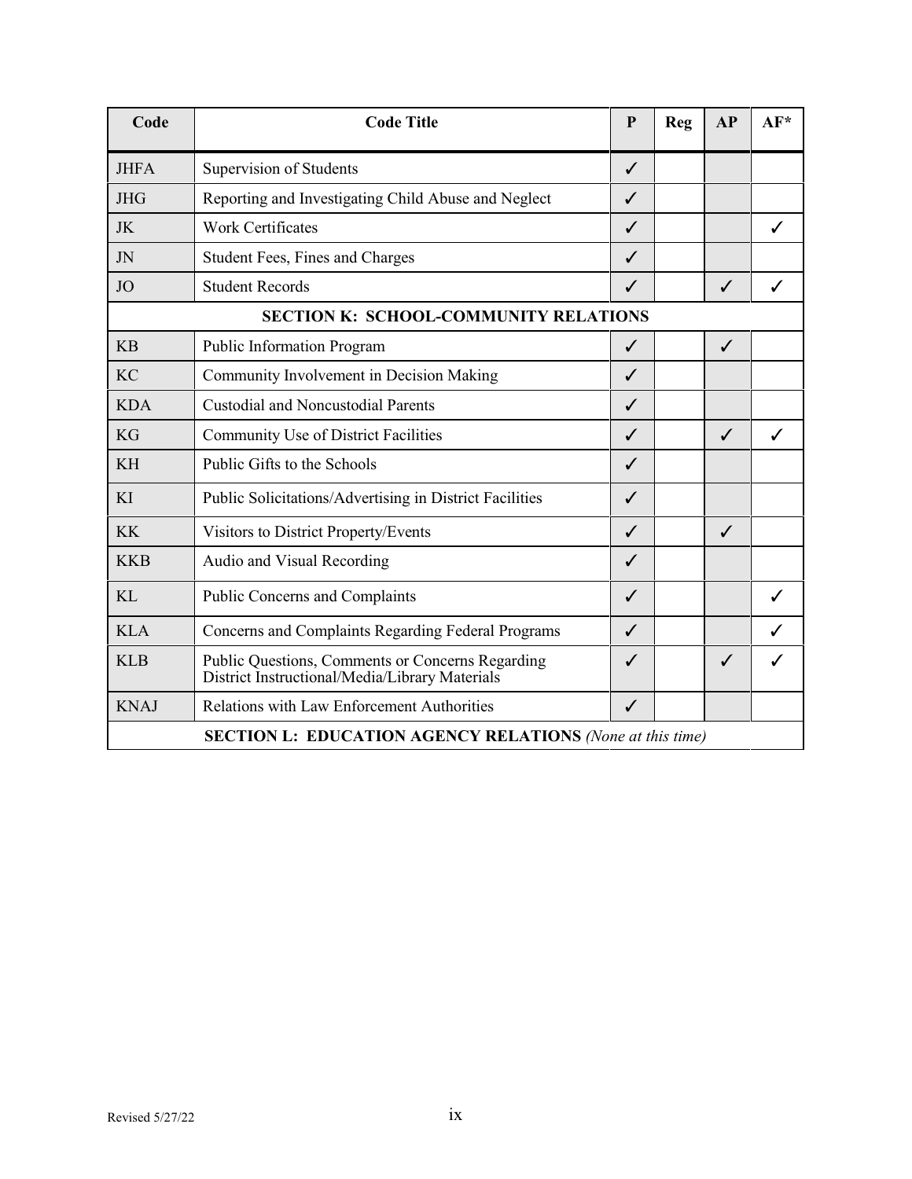| Code | Code Title | P | Reg | AP | AF* |
|---|---|---|---|---|---|
| JHFA | Supervision of Students | ✓ | | | |
| JHG | Reporting and Investigating Child Abuse and Neglect | ✓ | | | |
| JK | Work Certificates | ✓ | | | ✓ |
| JN | Student Fees, Fines and Charges | ✓ | | | |
| JO | Student Records | ✓ | | ✓ | ✓ |
| **SECTION K: SCHOOL-COMMUNITY RELATIONS** | | | | | |
| KB | Public Information Program | ✓ | | ✓ | |
| KC | Community Involvement in Decision Making | ✓ | | | |
| KDA | Custodial and Noncustodial Parents | ✓ | | | |
| KG | Community Use of District Facilities | ✓ | | ✓ | ✓ |
| KH | Public Gifts to the Schools | ✓ | | | |
| KI | Public Solicitations/Advertising in District Facilities | ✓ | | | |
| KK | Visitors to District Property/Events | ✓ | | ✓ | |
| KKB | Audio and Visual Recording | ✓ | | | |
| KL | Public Concerns and Complaints | ✓ | | | ✓ |
| KLA | Concerns and Complaints Regarding Federal Programs | ✓ | | | ✓ |
| KLB | Public Questions, Comments or Concerns Regarding District Instructional/Media/Library Materials | ✓ | | ✓ | ✓ |
| KNAJ | Relations with Law Enforcement Authorities | ✓ | | | |
| **SECTION L: EDUCATION AGENCY RELATIONS** *(None at this time)* | | | | | |

Revised 5/27/22